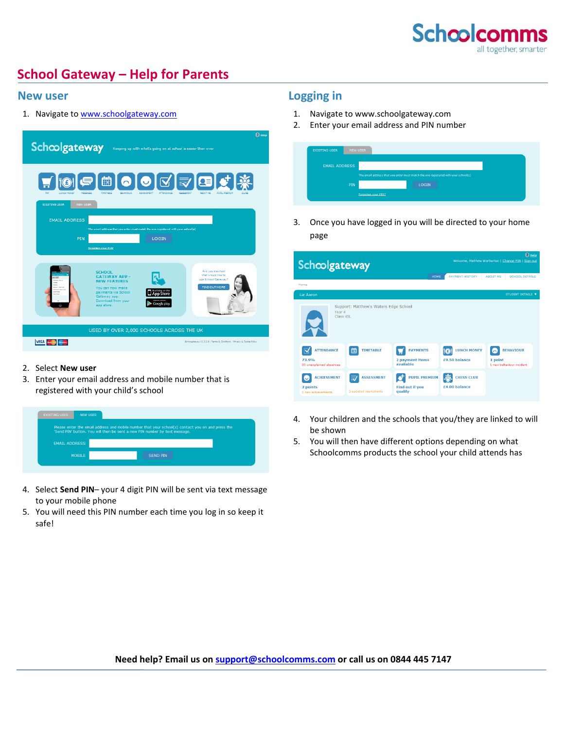# School Gateway – Help for Parents

## New user

1. Navigate to www.schoolgateway.com
2. Select **New user**
3. Enter your email address and mobile number that is registered with your child's school
4. Select **Send PIN**– your 4 digit PIN will be sent via text message to your mobile phone
5. You will need this PIN number each time you log in so keep it safe!

## Logging in

1. Navigate to www.schoolgateway.com
2. Enter your email address and PIN number
3. Once you have logged in you will be directed to your home page
4. Your children and the schools that you/they are linked to will be shown
5. You will then have different options depending on what Schoolcomms products the school your child attends has

**Need help? Email us on support@schoolcomms.com or call us on 0844 445 7147**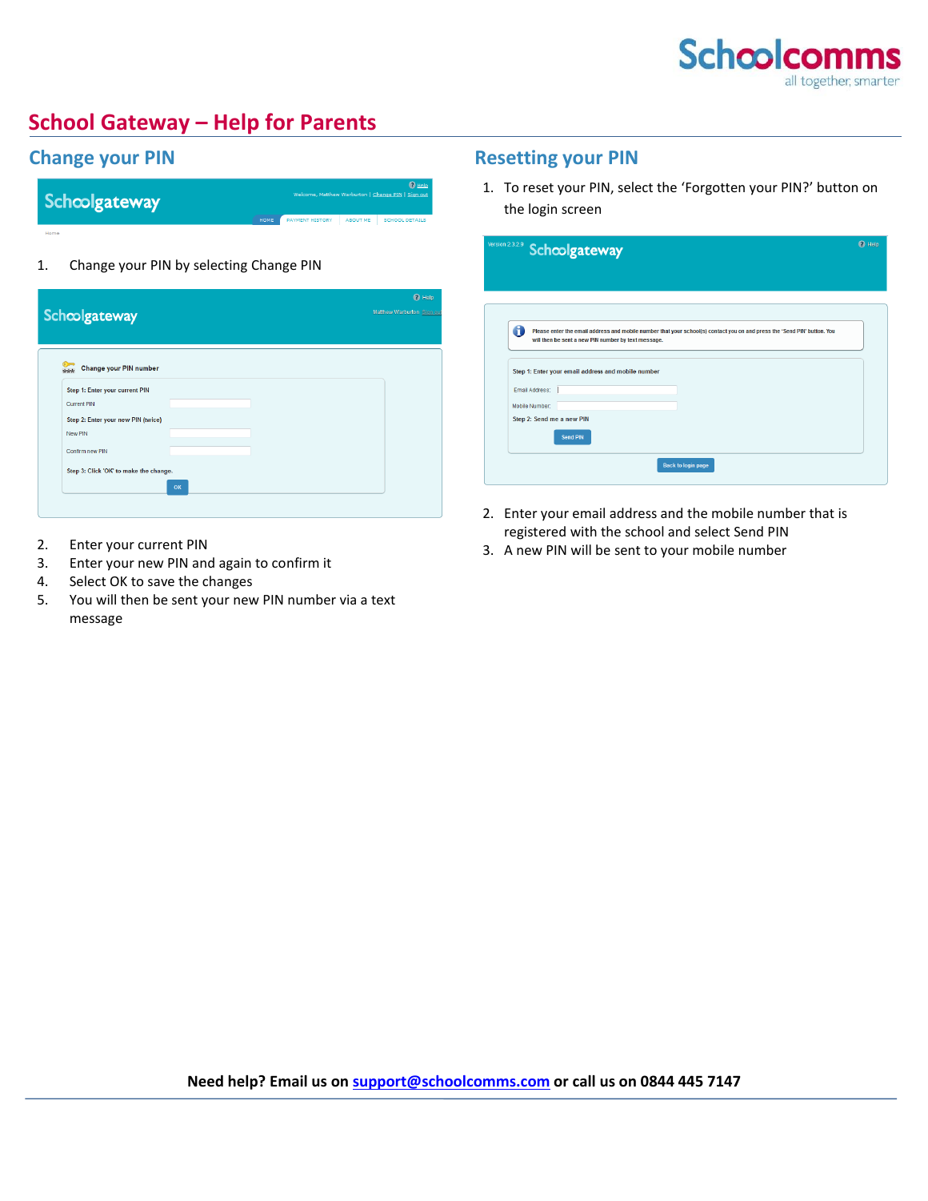# School Gateway – Help for Parents

## Change your PIN

1. Change your PIN by selecting Change PIN
2. Enter your current PIN
3. Enter your new PIN and again to confirm it
4. Select OK to save the changes
5. You will then be sent your new PIN number via a text message

## Resetting your PIN

1. To reset your PIN, select the 'Forgotten your PIN?' button on the login screen
2. Enter your email address and the mobile number that is registered with the school and select Send PIN
3. A new PIN will be sent to your mobile number

**Need help? Email us on [support@schoolcomms.com](mailto:support@schoolcomms.com) or call us on 0844 445 7147**